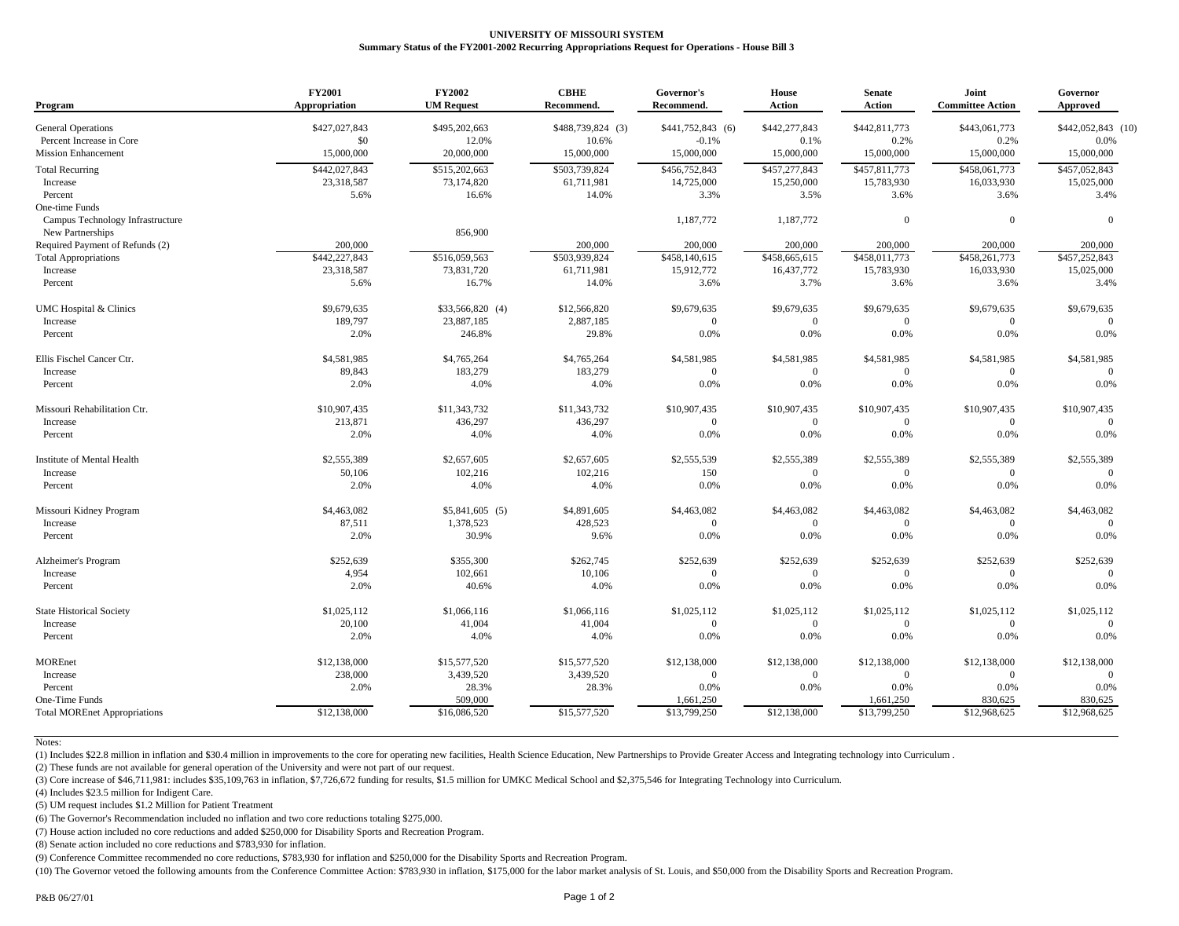# UNIVERSITY OF MISSOURI SYSTEM

**Summary Status of the FY2001-2002 Recurring Appropriations Request for Operations - House Bill 3**

| Program | FY2001 Appropriation | FY2002 UM Request | CBHE Recommend. | Governor's Recommend. | House Action | Senate Action | Joint Committee Action | Governor Approved |
|---|---|---|---|---|---|---|---|---|
| General Operations | $427,027,843 | $495,202,663 | $488,739,824 (3) | $441,752,843 (6) | $442,277,843 | $442,811,773 | $443,061,773 | $442,052,843 (10) |
| Percent Increase in Core | $0 | 12.0% | 10.6% | -0.1% | 0.1% | 0.2% | 0.2% | 0.0% |
| Mission Enhancement | 15,000,000 | 20,000,000 | 15,000,000 | 15,000,000 | 15,000,000 | 15,000,000 | 15,000,000 | 15,000,000 |
| Total Recurring | $442,027,843 | $515,202,663 | $503,739,824 | $456,752,843 | $457,277,843 | $457,811,773 | $458,061,773 | $457,052,843 |
| Increase | 23,318,587 | 73,174,820 | 61,711,981 | 14,725,000 | 15,250,000 | 15,783,930 | 16,033,930 | 15,025,000 |
| Percent | 5.6% | 16.6% | 14.0% | 3.3% | 3.5% | 3.6% | 3.6% | 3.4% |
| One-time Funds | | | | | | | | |
| Campus Technology Infrastructure | | | | 1,187,772 | 1,187,772 | 0 | 0 | 0 |
| New Partnerships | | 856,900 | | | | | | |
| Required Payment of Refunds (2) | 200,000 | | 200,000 | 200,000 | 200,000 | 200,000 | 200,000 | 200,000 |
| Total Appropriations | $442,227,843 | $516,059,563 | $503,939,824 | $458,140,615 | $458,665,615 | $458,011,773 | $458,261,773 | $457,252,843 |
| Increase | 23,318,587 | 73,831,720 | 61,711,981 | 15,912,772 | 16,437,772 | 15,783,930 | 16,033,930 | 15,025,000 |
| Percent | 5.6% | 16.7% | 14.0% | 3.6% | 3.7% | 3.6% | 3.6% | 3.4% |
| UMC Hospital & Clinics | $9,679,635 | $33,566,820 (4) | $12,566,820 | $9,679,635 | $9,679,635 | $9,679,635 | $9,679,635 | $9,679,635 |
| Increase | 189,797 | 23,887,185 | 2,887,185 | 0 | 0 | 0 | 0 | 0 |
| Percent | 2.0% | 246.8% | 29.8% | 0.0% | 0.0% | 0.0% | 0.0% | 0.0% |
| Ellis Fischel Cancer Ctr. | $4,581,985 | $4,765,264 | $4,765,264 | $4,581,985 | $4,581,985 | $4,581,985 | $4,581,985 | $4,581,985 |
| Increase | 89,843 | 183,279 | 183,279 | 0 | 0 | 0 | 0 | 0 |
| Percent | 2.0% | 4.0% | 4.0% | 0.0% | 0.0% | 0.0% | 0.0% | 0.0% |
| Missouri Rehabilitation Ctr. | $10,907,435 | $11,343,732 | $11,343,732 | $10,907,435 | $10,907,435 | $10,907,435 | $10,907,435 | $10,907,435 |
| Increase | 213,871 | 436,297 | 436,297 | 0 | 0 | 0 | 0 | 0 |
| Percent | 2.0% | 4.0% | 4.0% | 0.0% | 0.0% | 0.0% | 0.0% | 0.0% |
| Institute of Mental Health | $2,555,389 | $2,657,605 | $2,657,605 | $2,555,539 | $2,555,389 | $2,555,389 | $2,555,389 | $2,555,389 |
| Increase | 50,106 | 102,216 | 102,216 | 150 | 0 | 0 | 0 | 0 |
| Percent | 2.0% | 4.0% | 4.0% | 0.0% | 0.0% | 0.0% | 0.0% | 0.0% |
| Missouri Kidney Program | $4,463,082 | $5,841,605 (5) | $4,891,605 | $4,463,082 | $4,463,082 | $4,463,082 | $4,463,082 | $4,463,082 |
| Increase | 87,511 | 1,378,523 | 428,523 | 0 | 0 | 0 | 0 | 0 |
| Percent | 2.0% | 30.9% | 9.6% | 0.0% | 0.0% | 0.0% | 0.0% | 0.0% |
| Alzheimer's Program | $252,639 | $355,300 | $262,745 | $252,639 | $252,639 | $252,639 | $252,639 | $252,639 |
| Increase | 4,954 | 102,661 | 10,106 | 0 | 0 | 0 | 0 | 0 |
| Percent | 2.0% | 40.6% | 4.0% | 0.0% | 0.0% | 0.0% | 0.0% | 0.0% |
| State Historical Society | $1,025,112 | $1,066,116 | $1,066,116 | $1,025,112 | $1,025,112 | $1,025,112 | $1,025,112 | $1,025,112 |
| Increase | 20,100 | 41,004 | 41,004 | 0 | 0 | 0 | 0 | 0 |
| Percent | 2.0% | 4.0% | 4.0% | 0.0% | 0.0% | 0.0% | 0.0% | 0.0% |
| MOREnet | $12,138,000 | $15,577,520 | $15,577,520 | $12,138,000 | $12,138,000 | $12,138,000 | $12,138,000 | $12,138,000 |
| Increase | 238,000 | 3,439,520 | 3,439,520 | 0 | 0 | 0 | 0 | 0 |
| Percent | 2.0% | 28.3% | 28.3% | 0.0% | 0.0% | 0.0% | 0.0% | 0.0% |
| One-Time Funds | | 509,000 | | 1,661,250 | | 1,661,250 | 830,625 | 830,625 |
| Total MOREnet Appropriations | $12,138,000 | $16,086,520 | $15,577,520 | $13,799,250 | $12,138,000 | $13,799,250 | $12,968,625 | $12,968,625 |

Notes:

(1) Includes $22.8 million in inflation and $30.4 million in improvements to the core for operating new facilities, Health Science Education, New Partnerships to Provide Greater Access and Integrating technology into Curriculum .

(2) These funds are not available for general operation of the University and were not part of our request.

(3) Core increase of $46,711,981: includes $35,109,763 in inflation, $7,726,672 funding for results, $1.5 million for UMKC Medical School and $2,375,546 for Integrating Technology into Curriculum.

(4) Includes $23.5 million for Indigent Care.

(5) UM request includes $1.2 Million for Patient Treatment

(6) The Governor's Recommendation included no inflation and two core reductions totaling $275,000.

(7) House action included no core reductions and added $250,000 for Disability Sports and Recreation Program.

(8) Senate action included no core reductions and $783,930 for inflation.

(9) Conference Committee recommended no core reductions, $783,930 for inflation and $250,000 for the Disability Sports and Recreation Program.

(10) The Governor vetoed the following amounts from the Conference Committee Action: $783,930 in inflation, $175,000 for the labor market analysis of St. Louis, and $50,000 from the Disability Sports and Recreation Program.

P&B 06/27/01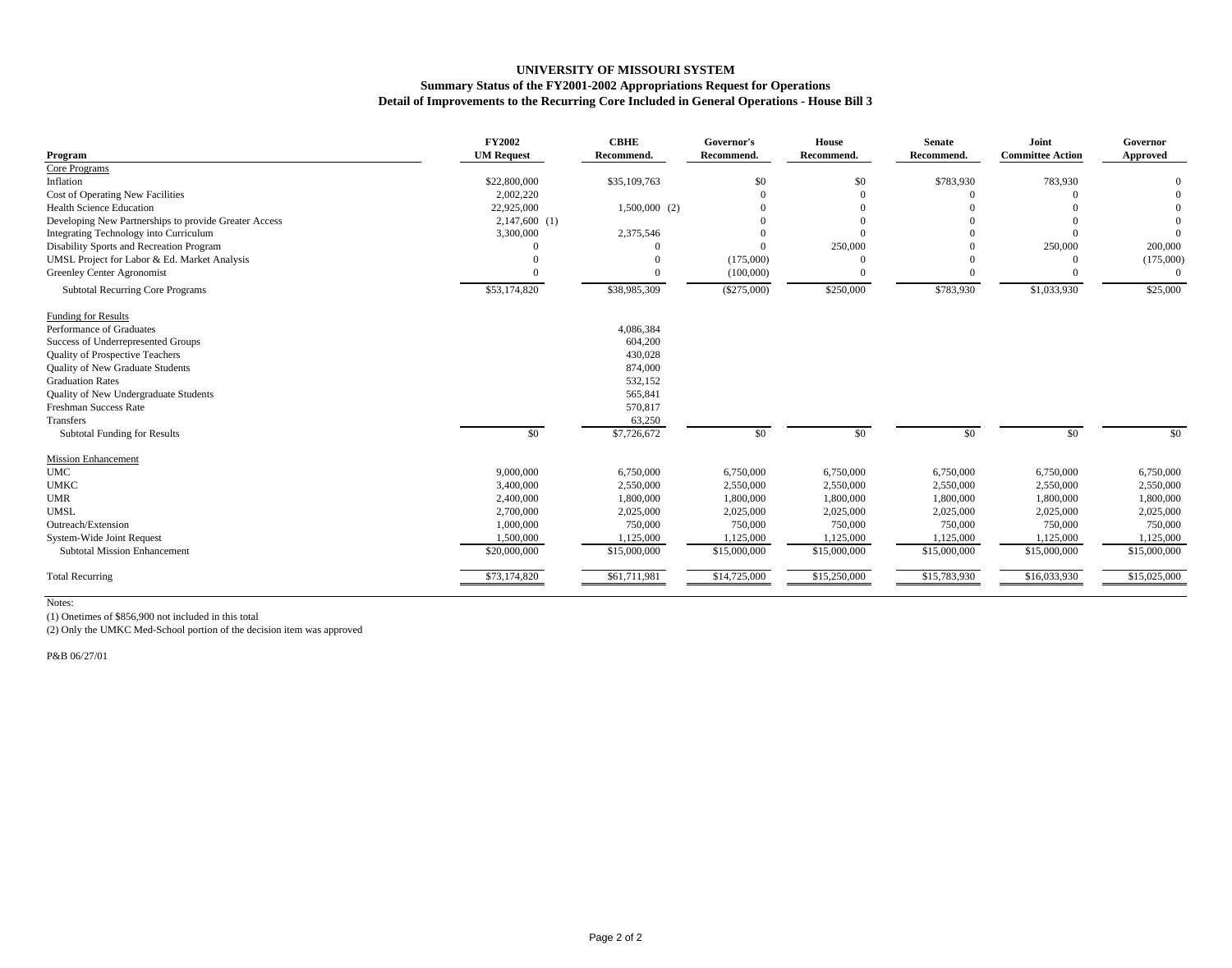**UNIVERSITY OF MISSOURI SYSTEM**
**Summary Status of the FY2001-2002 Appropriations Request for Operations**
**Detail of Improvements to the Recurring Core Included in General Operations - House Bill 3**

| Program | FY2002 UM Request | CBHE Recommend. | Governor's Recommend. | House Recommend. | Senate Recommend. | Joint Committee Action | Governor Approved |
|---|---|---|---|---|---|---|---|
| Core Programs | | | | | | | |
| Inflation | $22,800,000 | $35,109,763 | $0 | $0 | $783,930 | 783,930 | 0 |
| Cost of Operating New Facilities | 2,002,220 | | 0 | 0 | 0 | 0 | 0 |
| Health Science Education | 22,925,000 | 1,500,000 (2) | 0 | 0 | 0 | 0 | 0 |
| Developing New Partnerships to provide Greater Access | 2,147,600 (1) | | 0 | 0 | 0 | 0 | 0 |
| Integrating Technology into Curriculum | 3,300,000 | 2,375,546 | 0 | 0 | 0 | 0 | 0 |
| Disability Sports and Recreation Program | 0 | 0 | 0 | 250,000 | 0 | 250,000 | 200,000 |
| UMSL Project for Labor & Ed. Market Analysis | 0 | 0 | (175,000) | 0 | 0 | 0 | (175,000) |
| Greenley Center Agronomist | 0 | 0 | (100,000) | 0 | 0 | 0 | 0 |
| Subtotal Recurring Core Programs | $53,174,820 | $38,985,309 | ($275,000) | $250,000 | $783,930 | $1,033,930 | $25,000 |
| Funding for Results | | | | | | | |
| Performance of Graduates | | 4,086,384 | | | | | |
| Success of Underrepresented Groups | | 604,200 | | | | | |
| Quality of Prospective Teachers | | 430,028 | | | | | |
| Quality of New Graduate Students | | 874,000 | | | | | |
| Graduation Rates | | 532,152 | | | | | |
| Quality of New Undergraduate Students | | 565,841 | | | | | |
| Freshman Success Rate | | 570,817 | | | | | |
| Transfers | | 63,250 | | | | | |
| Subtotal Funding for Results | $0 | $7,726,672 | $0 | $0 | $0 | $0 | $0 |
| Mission Enhancement | | | | | | | |
| UMC | 9,000,000 | 6,750,000 | 6,750,000 | 6,750,000 | 6,750,000 | 6,750,000 | 6,750,000 |
| UMKC | 3,400,000 | 2,550,000 | 2,550,000 | 2,550,000 | 2,550,000 | 2,550,000 | 2,550,000 |
| UMR | 2,400,000 | 1,800,000 | 1,800,000 | 1,800,000 | 1,800,000 | 1,800,000 | 1,800,000 |
| UMSL | 2,700,000 | 2,025,000 | 2,025,000 | 2,025,000 | 2,025,000 | 2,025,000 | 2,025,000 |
| Outreach/Extension | 1,000,000 | 750,000 | 750,000 | 750,000 | 750,000 | 750,000 | 750,000 |
| System-Wide Joint Request | 1,500,000 | 1,125,000 | 1,125,000 | 1,125,000 | 1,125,000 | 1,125,000 | 1,125,000 |
| Subtotal Mission Enhancement | $20,000,000 | $15,000,000 | $15,000,000 | $15,000,000 | $15,000,000 | $15,000,000 | $15,000,000 |
| Total Recurring | $73,174,820 | $61,711,981 | $14,725,000 | $15,250,000 | $15,783,930 | $16,033,930 | $15,025,000 |

Notes:

(1) Onetimes of $856,900 not included in this total

(2) Only the UMKC Med-School portion of the decision item was approved

P&B 06/27/01